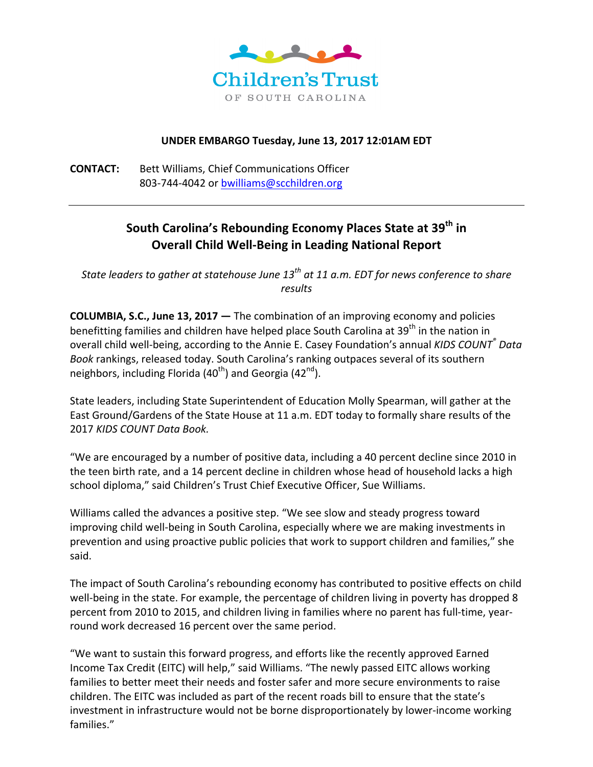Children's Trust
OF SOUTH CAROLINA

**UNDER EMBARGO Tuesday, June 13, 2017 12:01AM EDT**

**CONTACT:** Bett Williams, Chief Communications Officer
803-744-4042 or bwilliams@scchildren.org

---

## South Carolina's Rebounding Economy Places State at 39th in Overall Child Well-Being in Leading National Report

*State leaders to gather at statehouse June 13th at 11 a.m. EDT for news conference to share results*

**COLUMBIA, S.C., June 13, 2017 —** The combination of an improving economy and policies benefitting families and children have helped place South Carolina at 39th in the nation in overall child well-being, according to the Annie E. Casey Foundation's annual *KIDS COUNT® Data Book* rankings, released today. South Carolina's ranking outpaces several of its southern neighbors, including Florida (40th) and Georgia (42nd).

State leaders, including State Superintendent of Education Molly Spearman, will gather at the East Ground/Gardens of the State House at 11 a.m. EDT today to formally share results of the 2017 *KIDS COUNT Data Book.*

"We are encouraged by a number of positive data, including a 40 percent decline since 2010 in the teen birth rate, and a 14 percent decline in children whose head of household lacks a high school diploma," said Children's Trust Chief Executive Officer, Sue Williams.

Williams called the advances a positive step. "We see slow and steady progress toward improving child well-being in South Carolina, especially where we are making investments in prevention and using proactive public policies that work to support children and families," she said.

The impact of South Carolina's rebounding economy has contributed to positive effects on child well-being in the state. For example, the percentage of children living in poverty has dropped 8 percent from 2010 to 2015, and children living in families where no parent has full-time, year-round work decreased 16 percent over the same period.

"We want to sustain this forward progress, and efforts like the recently approved Earned Income Tax Credit (EITC) will help," said Williams. "The newly passed EITC allows working families to better meet their needs and foster safer and more secure environments to raise children. The EITC was included as part of the recent roads bill to ensure that the state's investment in infrastructure would not be borne disproportionately by lower-income working families."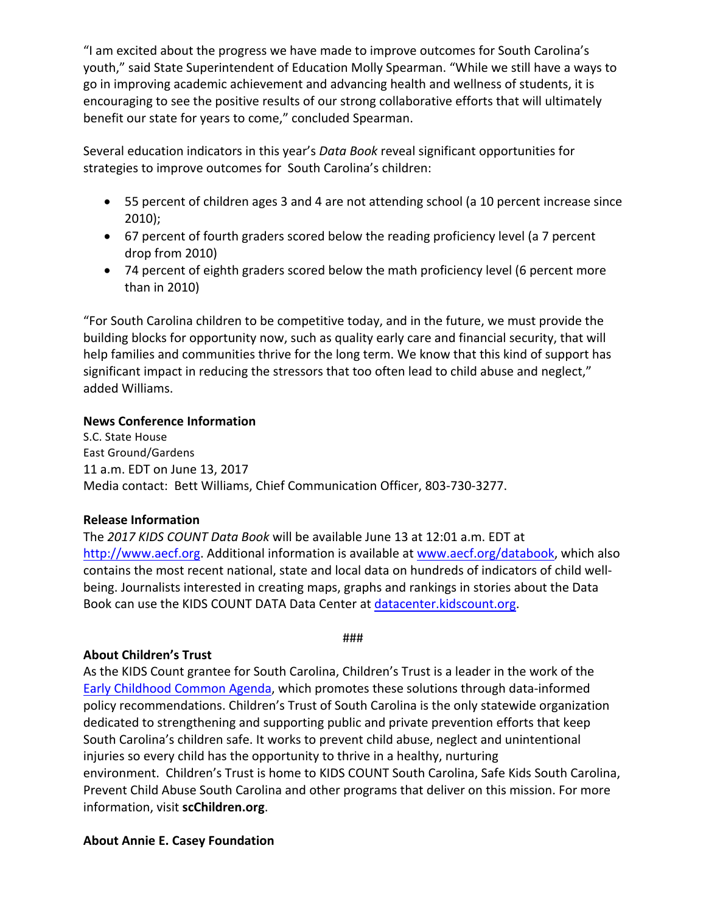"I am excited about the progress we have made to improve outcomes for South Carolina's youth," said State Superintendent of Education Molly Spearman. "While we still have a ways to go in improving academic achievement and advancing health and wellness of students, it is encouraging to see the positive results of our strong collaborative efforts that will ultimately benefit our state for years to come," concluded Spearman.

Several education indicators in this year's *Data Book* reveal significant opportunities for strategies to improve outcomes for South Carolina's children:

- 55 percent of children ages 3 and 4 are not attending school (a 10 percent increase since 2010);
- 67 percent of fourth graders scored below the reading proficiency level (a 7 percent drop from 2010)
- 74 percent of eighth graders scored below the math proficiency level (6 percent more than in 2010)

"For South Carolina children to be competitive today, and in the future, we must provide the building blocks for opportunity now, such as quality early care and financial security, that will help families and communities thrive for the long term. We know that this kind of support has significant impact in reducing the stressors that too often lead to child abuse and neglect," added Williams.

**News Conference Information**
S.C. State House
East Ground/Gardens
11 a.m. EDT on June 13, 2017
Media contact: Bett Williams, Chief Communication Officer, 803-730-3277.

**Release Information**
The *2017 KIDS COUNT Data Book* will be available June 13 at 12:01 a.m. EDT at [http://www.aecf.org](http://www.aecf.org). Additional information is available at [www.aecf.org/databook](www.aecf.org/databook), which also contains the most recent national, state and local data on hundreds of indicators of child well-being. Journalists interested in creating maps, graphs and rankings in stories about the Data Book can use the KIDS COUNT DATA Data Center at [datacenter.kidscount.org](datacenter.kidscount.org).

###

**About Children's Trust**
As the KIDS Count grantee for South Carolina, Children's Trust is a leader in the work of the Early Childhood Common Agenda, which promotes these solutions through data-informed policy recommendations. Children's Trust of South Carolina is the only statewide organization dedicated to strengthening and supporting public and private prevention efforts that keep South Carolina's children safe. It works to prevent child abuse, neglect and unintentional injuries so every child has the opportunity to thrive in a healthy, nurturing environment. Children's Trust is home to KIDS COUNT South Carolina, Safe Kids South Carolina, Prevent Child Abuse South Carolina and other programs that deliver on this mission. For more information, visit **scChildren.org**.

**About Annie E. Casey Foundation**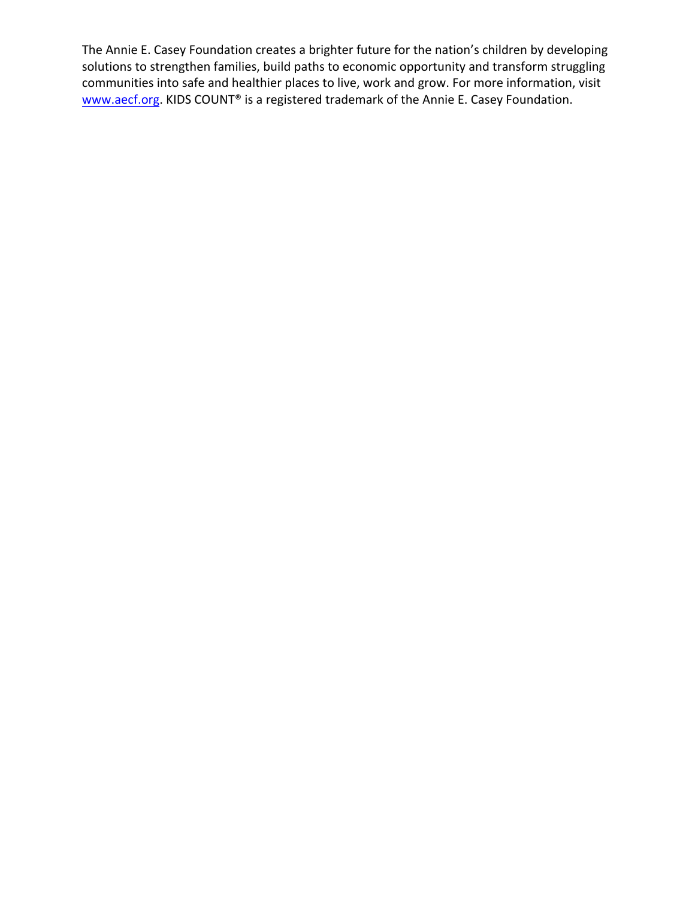The Annie E. Casey Foundation creates a brighter future for the nation's children by developing solutions to strengthen families, build paths to economic opportunity and transform struggling communities into safe and healthier places to live, work and grow. For more information, visit [www.aecf.org](http://www.aecf.org). KIDS COUNT® is a registered trademark of the Annie E. Casey Foundation.